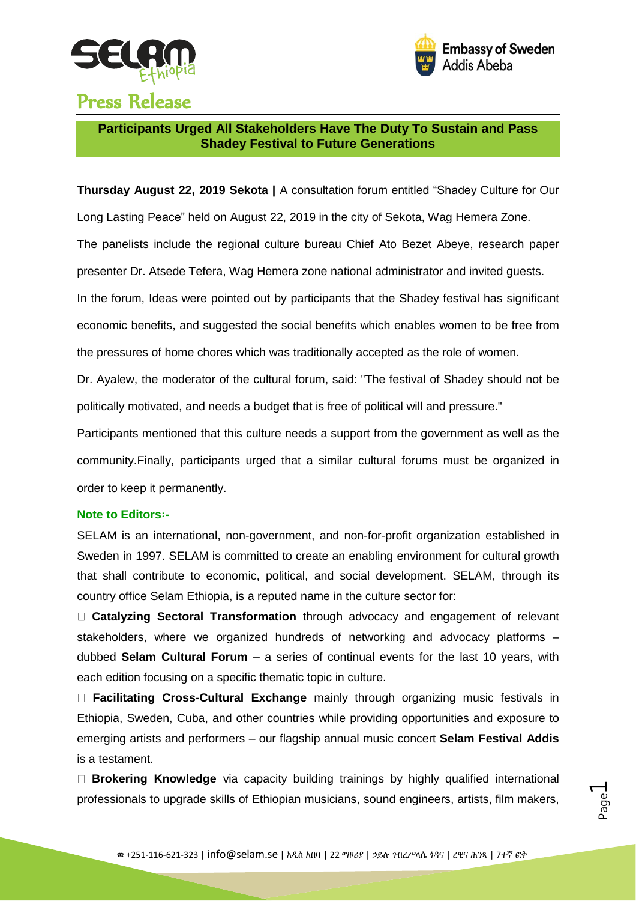# Press Release

## Participants Urged All Stakeholders Have The Duty To Sustain and Pass Shadey Festival to Future Generations

**Thursday August 22, 2019 Sekota |** A consultation forum entitled “Shadey Culture for Our Long Lasting Peace” held on August 22, 2019 in the city of Sekota, Wag Hemera Zone.

The panelists include the regional culture bureau Chief Ato Bezet Abeye, research paper presenter Dr. Atsede Tefera, Wag Hemera zone national administrator and invited guests.

In the forum, Ideas were pointed out by participants that the Shadey festival has significant economic benefits, and suggested the social benefits which enables women to be free from the pressures of home chores which was traditionally accepted as the role of women.

Dr. Ayalew, the moderator of the cultural forum, said: "The festival of Shadey should not be politically motivated, and needs a budget that is free of political will and pressure."

Participants mentioned that this culture needs a support from the government as well as the community.Finally, participants urged that a similar cultural forums must be organized in order to keep it permanently.

**Note to Editors፡-**

SELAM is an international, non-government, and non-for-profit organization established in Sweden in 1997. SELAM is committed to create an enabling environment for cultural growth that shall contribute to economic, political, and social development. SELAM, through its country office Selam Ethiopia, is a reputed name in the culture sector for:

- **Catalyzing Sectoral Transformation** through advocacy and engagement of relevant stakeholders, where we organized hundreds of networking and advocacy platforms – dubbed **Selam Cultural Forum** – a series of continual events for the last 10 years, with each edition focusing on a specific thematic topic in culture.
- **Facilitating Cross-Cultural Exchange** mainly through organizing music festivals in Ethiopia, Sweden, Cuba, and other countries while providing opportunities and exposure to emerging artists and performers – our flagship annual music concert **Selam Festival Addis** is a testament.
- **Brokering Knowledge** via capacity building trainings by highly qualified international professionals to upgrade skills of Ethiopian musicians, sound engineers, artists, film makers,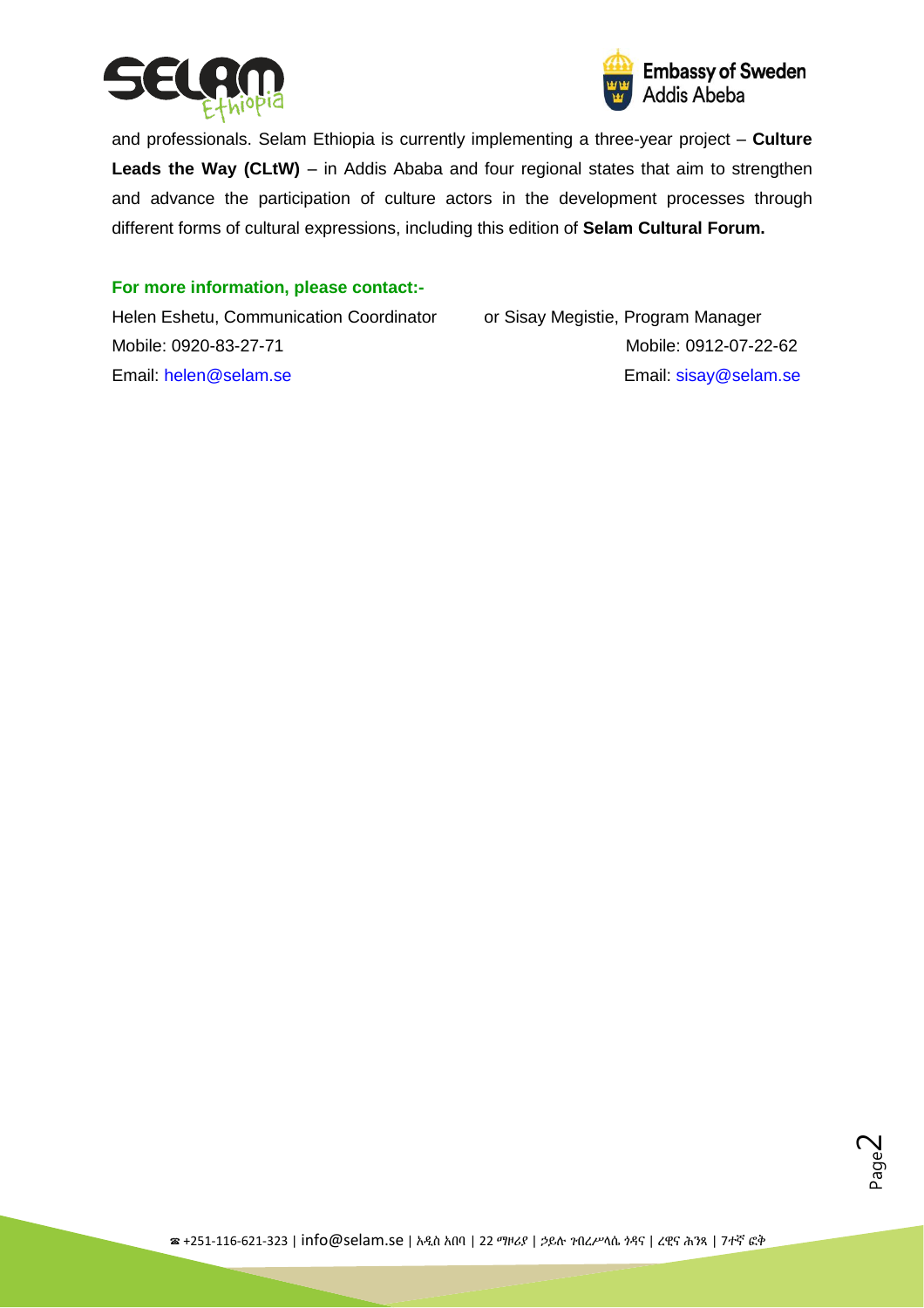and professionals. Selam Ethiopia is currently implementing a three-year project – **Culture Leads the Way (CLtW)** – in Addis Ababa and four regional states that aim to strengthen and advance the participation of culture actors in the development processes through different forms of cultural expressions, including this edition of **Selam Cultural Forum.**

**For more information, please contact:-**

Helen Eshetu, Communication Coordinator
Mobile: 0920-83-27-71
Email: helen@selam.se

or Sisay Megistie, Program Manager
Mobile: 0912-07-22-62
Email: sisay@selam.se